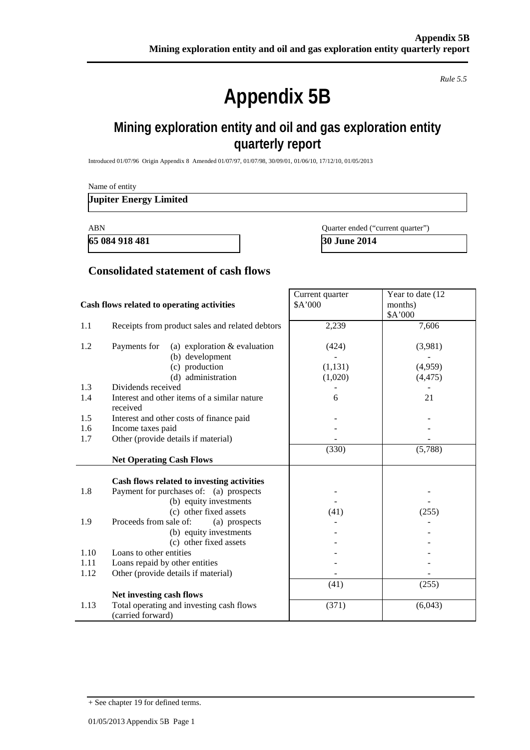*Rule 5.5*

# Appendix 5B

## Mining exploration entity and oil and gas exploration entity quarterly report

Introduced 01/07/96 Origin Appendix 8 Amended 01/07/97, 01/07/98, 30/09/01, 01/06/10, 17/12/10, 01/05/2013

Name of entity

**Jupiter Energy Limited**

| ABN | Quarter ended ("current quarter") |
|---|---|
| **65 084 918 481** | **30 June 2014** |

### Consolidated statement of cash flows

| | **Cash flows related to operating activities** | Current quarter $A'000 | Year to date (12 months) $A'000 |
|---|---|---|---|
| 1.1 | Receipts from product sales and related debtors | 2,239 | 7,606 |
| 1.2 | Payments for (a) exploration & evaluation | (424) | (3,981) |
| | (b) development | - | - |
| | (c) production | (1,131) | (4,959) |
| | (d) administration | (1,020) | (4,475) |
| 1.3 | Dividends received | - | - |
| 1.4 | Interest and other items of a similar nature received | 6 | 21 |
| 1.5 | Interest and other costs of finance paid | - | - |
| 1.6 | Income taxes paid | - | - |
| 1.7 | Other (provide details if material) | - | - |
| | **Net Operating Cash Flows** | (330) | (5,788) |
| | **Cash flows related to investing activities** | | |
| 1.8 | Payment for purchases of: (a) prospects | - | - |
| | (b) equity investments | - | - |
| | (c) other fixed assets | (41) | (255) |
| 1.9 | Proceeds from sale of: (a) prospects | - | - |
| | (b) equity investments | - | - |
| | (c) other fixed assets | - | - |
| 1.10 | Loans to other entities | - | - |
| 1.11 | Loans repaid by other entities | - | - |
| 1.12 | Other (provide details if material) | - | - |
| | **Net investing cash flows** | (41) | (255) |
| 1.13 | Total operating and investing cash flows (carried forward) | (371) | (6,043) |

+ See chapter 19 for defined terms.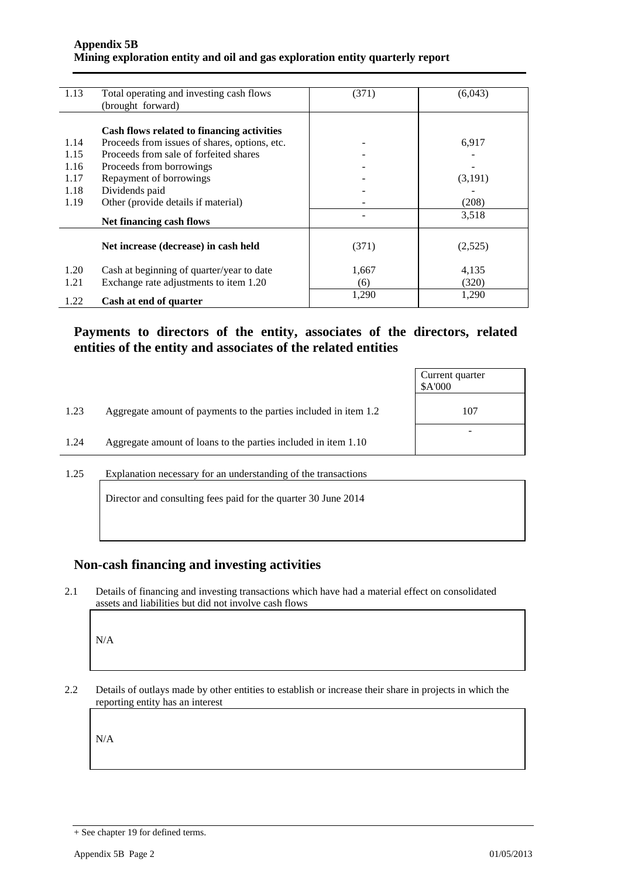| | | | |
|---|---|---|---|
| 1.13 | Total operating and investing cash flows (brought forward) | (371) | (6,043) |
| | **Cash flows related to financing activities** | | |
| 1.14 | Proceeds from issues of shares, options, etc. | - | 6,917 |
| 1.15 | Proceeds from sale of forfeited shares | - | - |
| 1.16 | Proceeds from borrowings | - | - |
| 1.17 | Repayment of borrowings | - | (3,191) |
| 1.18 | Dividends paid | - | - |
| 1.19 | Other (provide details if material) | - | (208) |
| | **Net financing cash flows** | - | 3,518 |
| | **Net increase (decrease) in cash held** | (371) | (2,525) |
| 1.20 | Cash at beginning of quarter/year to date | 1,667 | 4,135 |
| 1.21 | Exchange rate adjustments to item 1.20 | (6) | (320) |
| 1.22 | **Cash at end of quarter** | 1,290 | 1,290 |

## Payments to directors of the entity, associates of the directors, related entities of the entity and associates of the related entities

| | | Current quarter \$A'000 |
|---|---|---|
| 1.23 | Aggregate amount of payments to the parties included in item 1.2 | 107 |
| 1.24 | Aggregate amount of loans to the parties included in item 1.10 | - |

1.25 Explanation necessary for an understanding of the transactions

Director and consulting fees paid for the quarter 30 June 2014

## Non-cash financing and investing activities

2.1 Details of financing and investing transactions which have had a material effect on consolidated assets and liabilities but did not involve cash flows

N/A

2.2 Details of outlays made by other entities to establish or increase their share in projects in which the reporting entity has an interest

N/A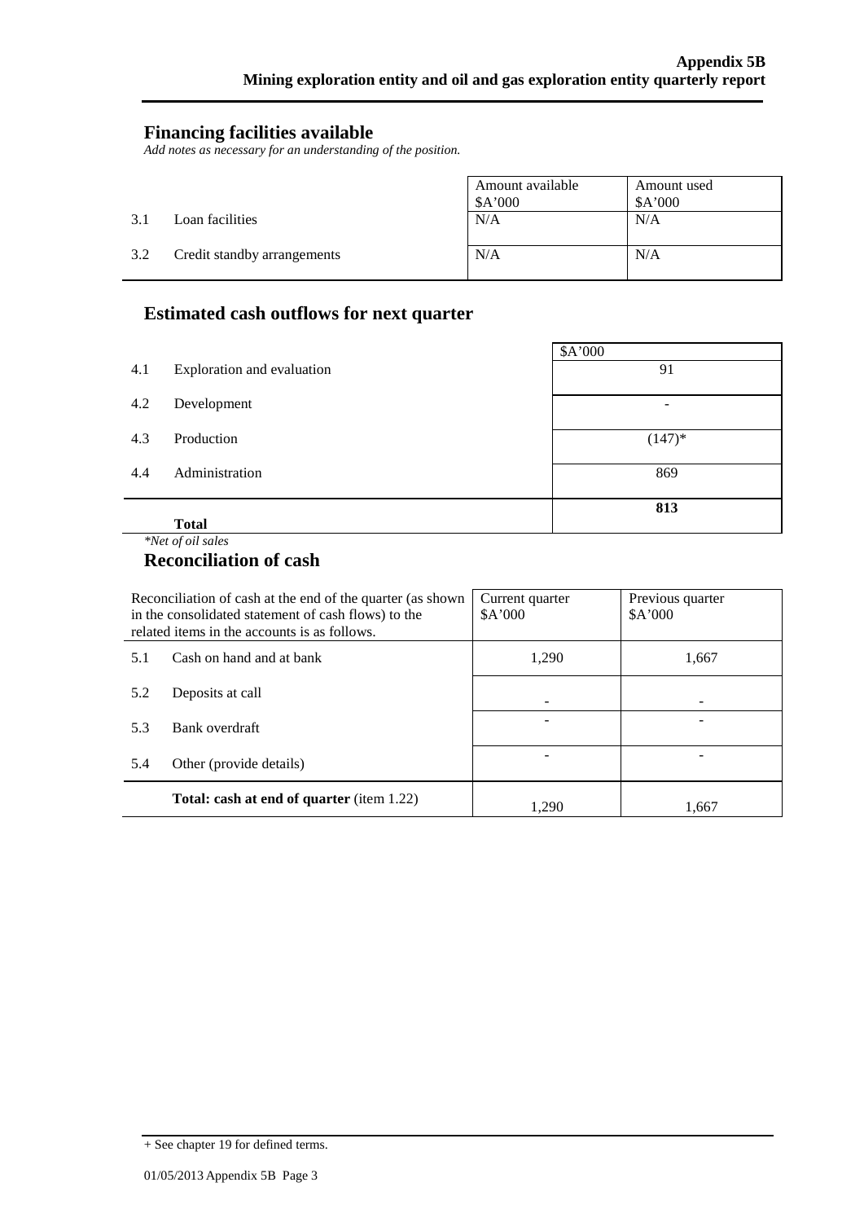## Financing facilities available

*Add notes as necessary for an understanding of the position.*

| | | Amount available $A'000 | Amount used $A'000 |
|---|---|---|---|
| 3.1 | Loan facilities | N/A | N/A |
| 3.2 | Credit standby arrangements | N/A | N/A |

## Estimated cash outflows for next quarter

| | | $A'000 |
|---|---|---|
| 4.1 | Exploration and evaluation | 91 |
| 4.2 | Development | - |
| 4.3 | Production | (147)* |
| 4.4 | Administration | 869 |
| | **Total** | **813** |

*\*Net of oil sales*

## Reconciliation of cash

| Reconciliation of cash at the end of the quarter (as shown in the consolidated statement of cash flows) to the related items in the accounts is as follows. | | Current quarter $A'000 | Previous quarter $A'000 |
|---|---|---|---|
| 5.1 | Cash on hand and at bank | 1,290 | 1,667 |
| 5.2 | Deposits at call | - | - |
| 5.3 | Bank overdraft | - | - |
| 5.4 | Other (provide details) | - | - |
| | **Total: cash at end of quarter** (item 1.22) | 1,290 | 1,667 |

+ See chapter 19 for defined terms.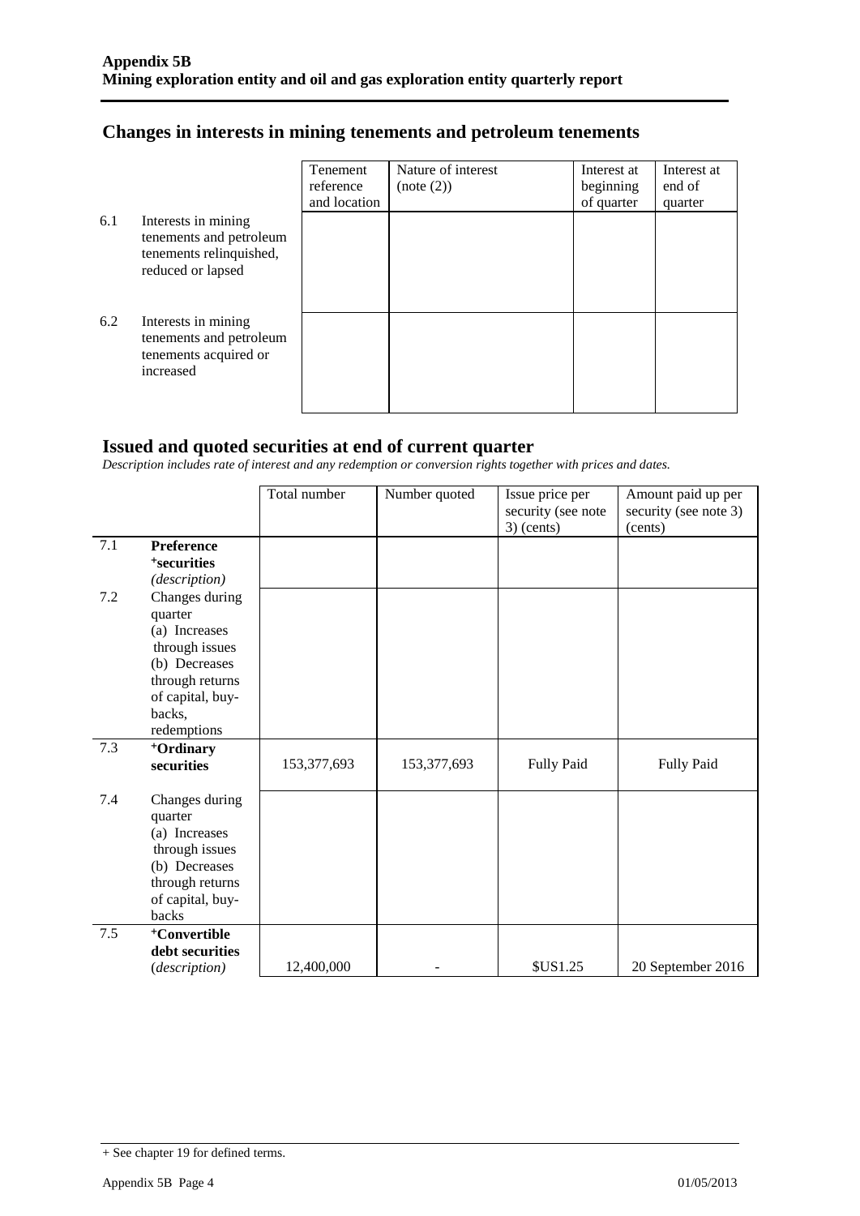## Changes in interests in mining tenements and petroleum tenements

| | | Tenement reference and location | Nature of interest (note (2)) | Interest at beginning of quarter | Interest at end of quarter |
|---|---|---|---|---|---|
| 6.1 | Interests in mining tenements and petroleum tenements relinquished, reduced or lapsed | | | | |
| 6.2 | Interests in mining tenements and petroleum tenements acquired or increased | | | | |

## Issued and quoted securities at end of current quarter

*Description includes rate of interest and any redemption or conversion rights together with prices and dates.*

| | | Total number | Number quoted | Issue price per security (see note 3) (cents) | Amount paid up per security (see note 3) (cents) |
|---|---|---|---|---|---|
| 7.1 | **Preference +securities** *(description)* | | | | |
| 7.2 | Changes during quarter (a) Increases through issues (b) Decreases through returns of capital, buy-backs, redemptions | | | | |
| 7.3 | **+Ordinary securities** | 153,377,693 | 153,377,693 | Fully Paid | Fully Paid |
| 7.4 | Changes during quarter (a) Increases through issues (b) Decreases through returns of capital, buy-backs | | | | |
| 7.5 | **+Convertible debt securities** *(description)* | 12,400,000 | - | $US1.25 | 20 September 2016 |

+ See chapter 19 for defined terms.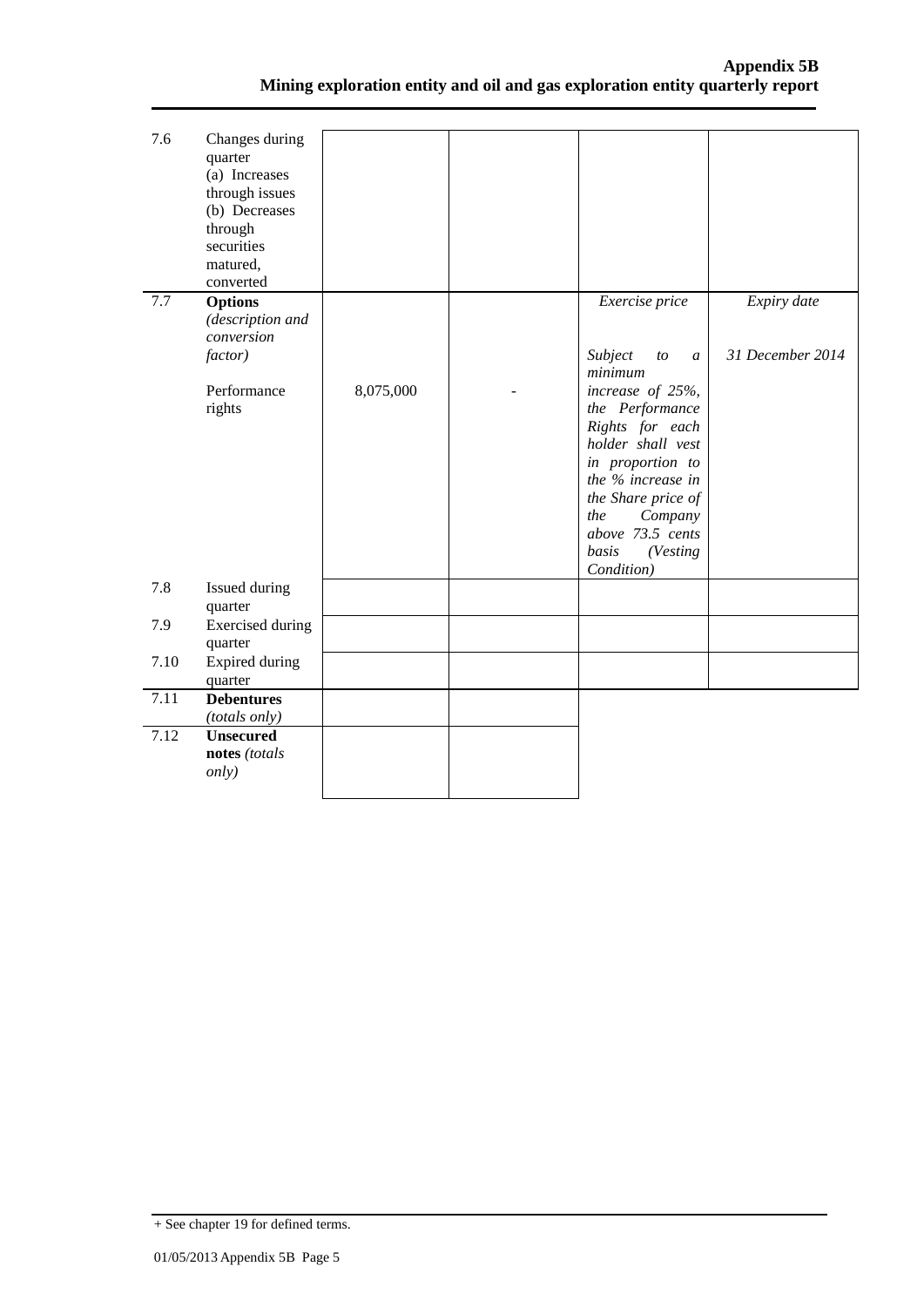| | | | | | |
|---|---|---|---|---|---|
| 7.6 | Changes during quarter<br>(a) Increases through issues<br>(b) Decreases through securities matured, converted | | | | |
| 7.7 | **Options** *(description and conversion factor)*<br><br>Performance rights | <br><br><br><br>8,075,000 | <br><br><br><br>- | *Exercise price*<br><br>*Subject to a minimum increase of 25%, the Performance Rights for each holder shall vest in proportion to the % increase in the Share price of the Company above 73.5 cents basis (Vesting Condition)* | *Expiry date*<br><br>*31 December 2014* |
| 7.8 | Issued during quarter | | | | |
| 7.9 | Exercised during quarter | | | | |
| 7.10 | Expired during quarter | | | | |
| 7.11 | **Debentures** *(totals only)* | | | | |
| 7.12 | **Unsecured notes** *(totals only)* | | | | |

+ See chapter 19 for defined terms.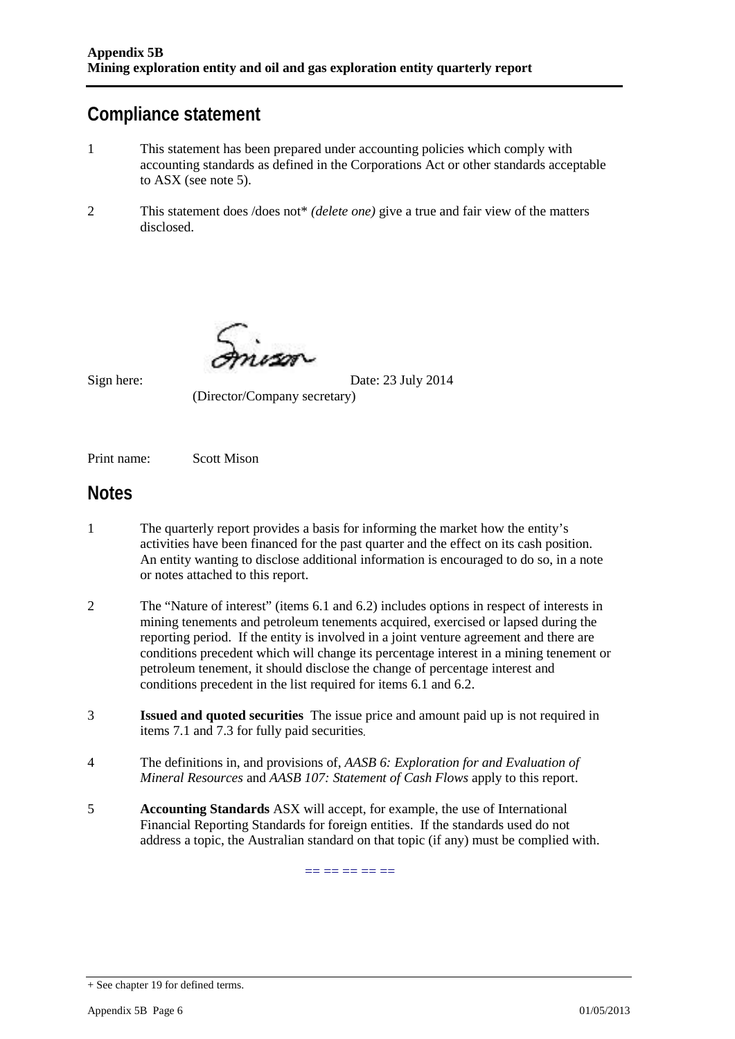## Compliance statement

1 This statement has been prepared under accounting policies which comply with accounting standards as defined in the Corporations Act or other standards acceptable to ASX (see note 5).

2 This statement does /does not* *(delete one)* give a true and fair view of the matters disclosed.

Sign here: Date: 23 July 2014
(Director/Company secretary)

Print name: Scott Mison

## Notes

1 The quarterly report provides a basis for informing the market how the entity's activities have been financed for the past quarter and the effect on its cash position. An entity wanting to disclose additional information is encouraged to do so, in a note or notes attached to this report.

2 The "Nature of interest" (items 6.1 and 6.2) includes options in respect of interests in mining tenements and petroleum tenements acquired, exercised or lapsed during the reporting period. If the entity is involved in a joint venture agreement and there are conditions precedent which will change its percentage interest in a mining tenement or petroleum tenement, it should disclose the change of percentage interest and conditions precedent in the list required for items 6.1 and 6.2.

3 **Issued and quoted securities** The issue price and amount paid up is not required in items 7.1 and 7.3 for fully paid securities.

4 The definitions in, and provisions of, *AASB 6: Exploration for and Evaluation of Mineral Resources* and *AASB 107: Statement of Cash Flows* apply to this report.

5 **Accounting Standards** ASX will accept, for example, the use of International Financial Reporting Standards for foreign entities. If the standards used do not address a topic, the Australian standard on that topic (if any) must be complied with.

== == == == ==